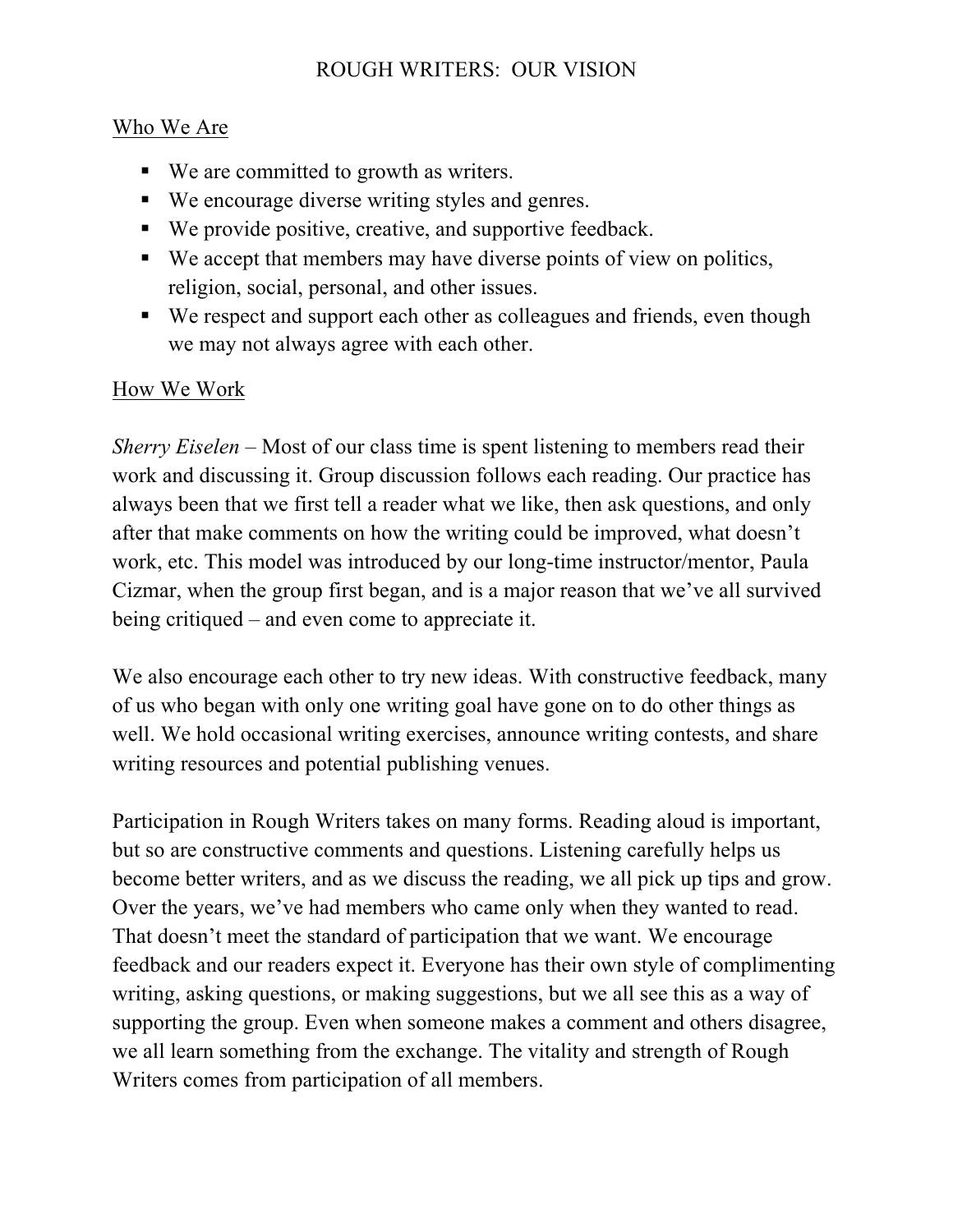# ROUGH WRITERS: OUR VISION

## Who We Are

- We are committed to growth as writers.
- We encourage diverse writing styles and genres.
- We provide positive, creative, and supportive feedback.
- We accept that members may have diverse points of view on politics, religion, social, personal, and other issues.
- We respect and support each other as colleagues and friends, even though we may not always agree with each other.

## How We Work

*Sherry Eiselen* – Most of our class time is spent listening to members read their work and discussing it. Group discussion follows each reading. Our practice has always been that we first tell a reader what we like, then ask questions, and only after that make comments on how the writing could be improved, what doesn't work, etc. This model was introduced by our long-time instructor/mentor, Paula Cizmar, when the group first began, and is a major reason that we've all survived being critiqued – and even come to appreciate it.

We also encourage each other to try new ideas. With constructive feedback, many of us who began with only one writing goal have gone on to do other things as well. We hold occasional writing exercises, announce writing contests, and share writing resources and potential publishing venues.

Participation in Rough Writers takes on many forms. Reading aloud is important, but so are constructive comments and questions. Listening carefully helps us become better writers, and as we discuss the reading, we all pick up tips and grow. Over the years, we've had members who came only when they wanted to read. That doesn't meet the standard of participation that we want. We encourage feedback and our readers expect it. Everyone has their own style of complimenting writing, asking questions, or making suggestions, but we all see this as a way of supporting the group. Even when someone makes a comment and others disagree, we all learn something from the exchange. The vitality and strength of Rough Writers comes from participation of all members.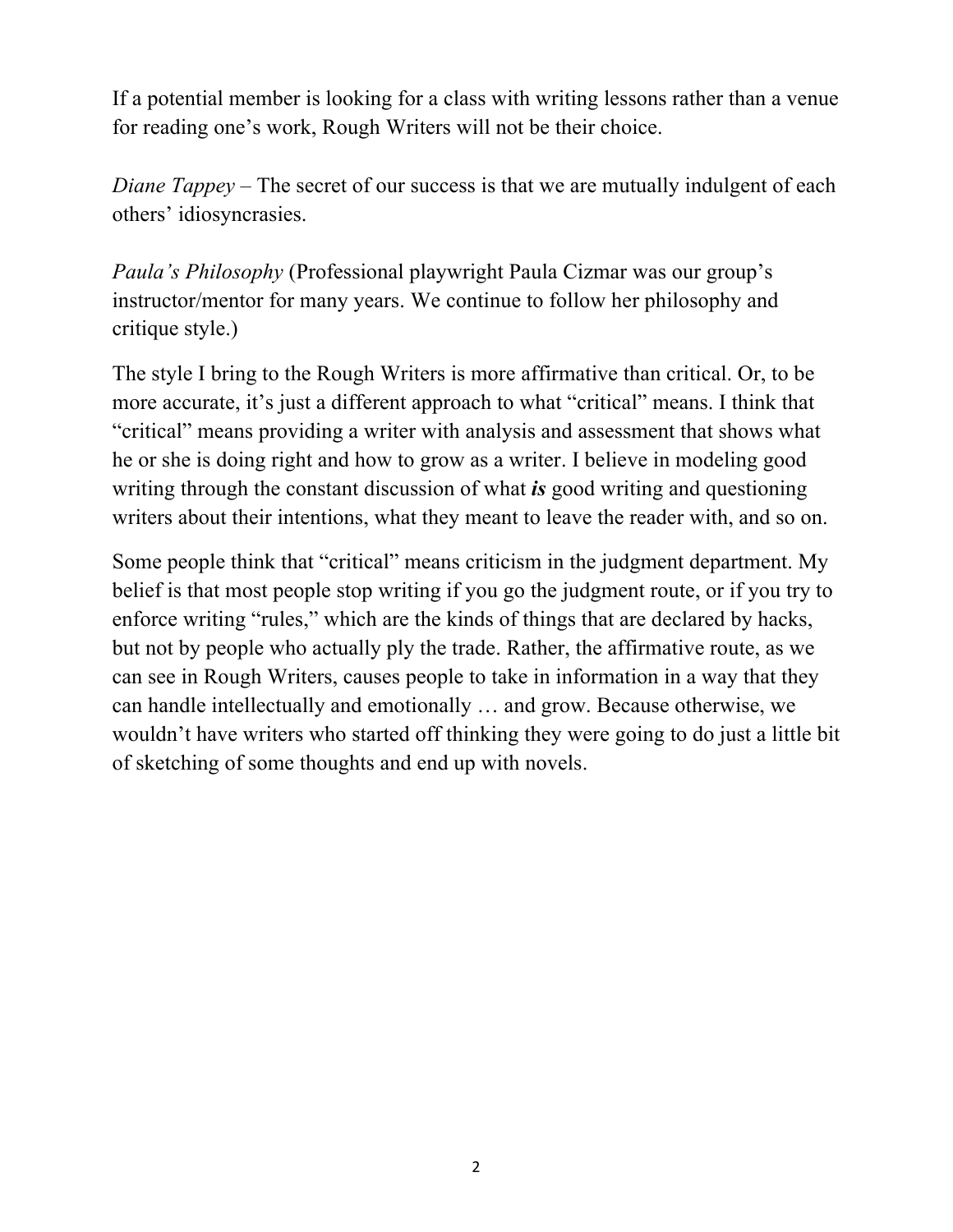If a potential member is looking for a class with writing lessons rather than a venue for reading one's work, Rough Writers will not be their choice.

*Diane Tappey* – The secret of our success is that we are mutually indulgent of each others' idiosyncrasies.

*Paula's Philosophy* (Professional playwright Paula Cizmar was our group's instructor/mentor for many years. We continue to follow her philosophy and critique style.)

The style I bring to the Rough Writers is more affirmative than critical. Or, to be more accurate, it's just a different approach to what "critical" means. I think that "critical" means providing a writer with analysis and assessment that shows what he or she is doing right and how to grow as a writer. I believe in modeling good writing through the constant discussion of what ***is*** good writing and questioning writers about their intentions, what they meant to leave the reader with, and so on.

Some people think that "critical" means criticism in the judgment department. My belief is that most people stop writing if you go the judgment route, or if you try to enforce writing "rules," which are the kinds of things that are declared by hacks, but not by people who actually ply the trade. Rather, the affirmative route, as we can see in Rough Writers, causes people to take in information in a way that they can handle intellectually and emotionally … and grow. Because otherwise, we wouldn't have writers who started off thinking they were going to do just a little bit of sketching of some thoughts and end up with novels.